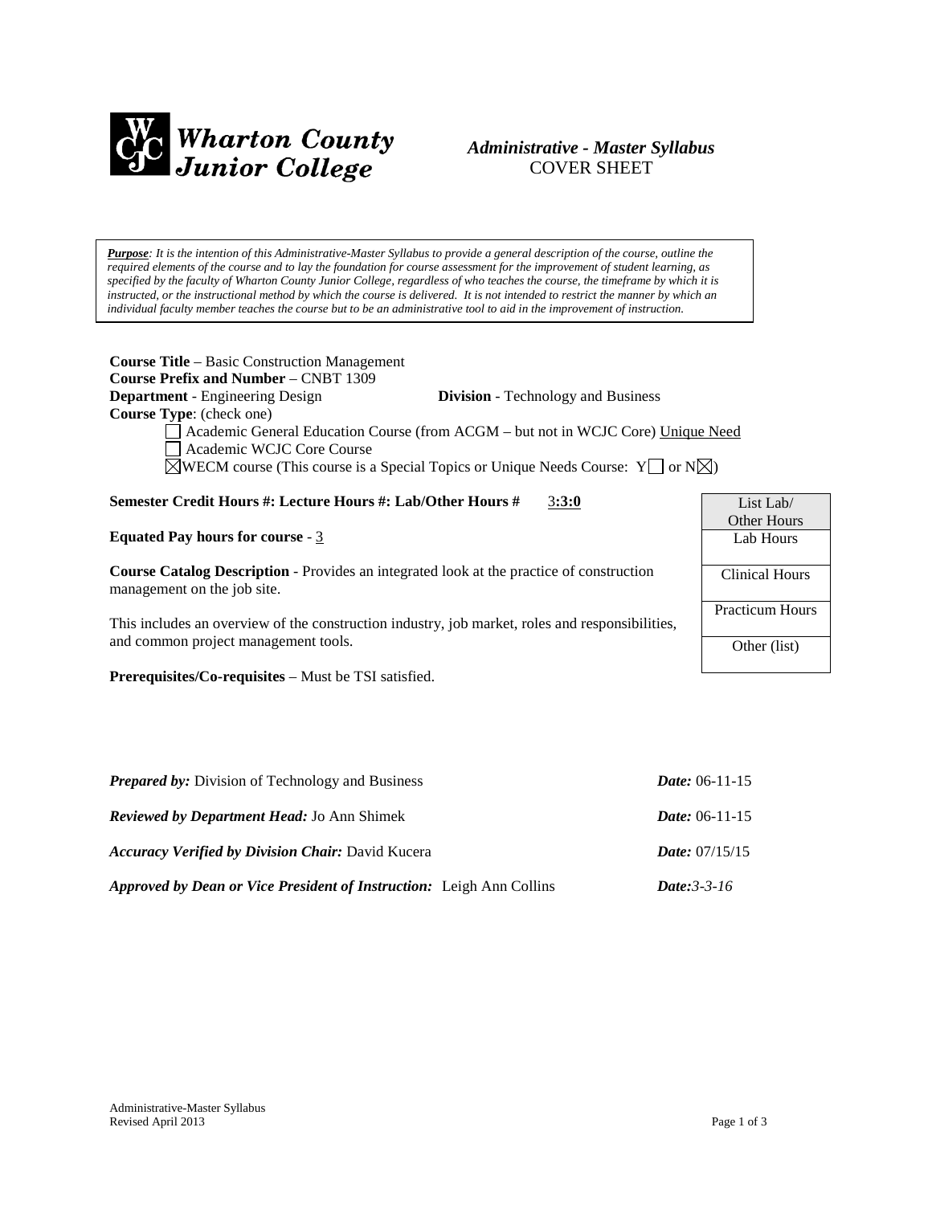**Wharton County Junior College**

***Administrative - Master Syllabus***
COVER SHEET

> ***Purpose**: It is the intention of this Administrative-Master Syllabus to provide a general description of the course, outline the required elements of the course and to lay the foundation for course assessment for the improvement of student learning, as specified by the faculty of Wharton County Junior College, regardless of who teaches the course, the timeframe by which it is instructed, or the instructional method by which the course is delivered. It is not intended to restrict the manner by which an individual faculty member teaches the course but to be an administrative tool to aid in the improvement of instruction.*

**Course Title** – Basic Construction Management
**Course Prefix and Number** – CNBT 1309
**Department** - Engineering Design **Division** - Technology and Business
**Course Type**: (check one)

- ☐ Academic General Education Course (from ACGM – but not in WCJC Core) Unique Need
- ☐ Academic WCJC Core Course
- ☒ WECM course (This course is a Special Topics or Unique Needs Course: Y☐ or N☒)

**Semester Credit Hours #: Lecture Hours #: Lab/Other Hours #** 3**:3:0**

**Equated Pay hours for course** - 3

**Course Catalog Description** - Provides an integrated look at the practice of construction management on the job site.

This includes an overview of the construction industry, job market, roles and responsibilities, and common project management tools.

**Prerequisites/Co-requisites** – Must be TSI satisfied.

| List Lab/ Other Hours |
|---|
| Lab Hours |
| Clinical Hours |
| Practicum Hours |
| Other (list) |

***Prepared by:*** Division of Technology and Business ***Date:*** 06-11-15

***Reviewed by Department Head:*** Jo Ann Shimek ***Date:*** 06-11-15

***Accuracy Verified by Division Chair:*** David Kucera ***Date:*** 07/15/15

***Approved by Dean or Vice President of Instruction:*** Leigh Ann Collins ***Date:****3-3-16*

Administrative-Master Syllabus
Revised April 2013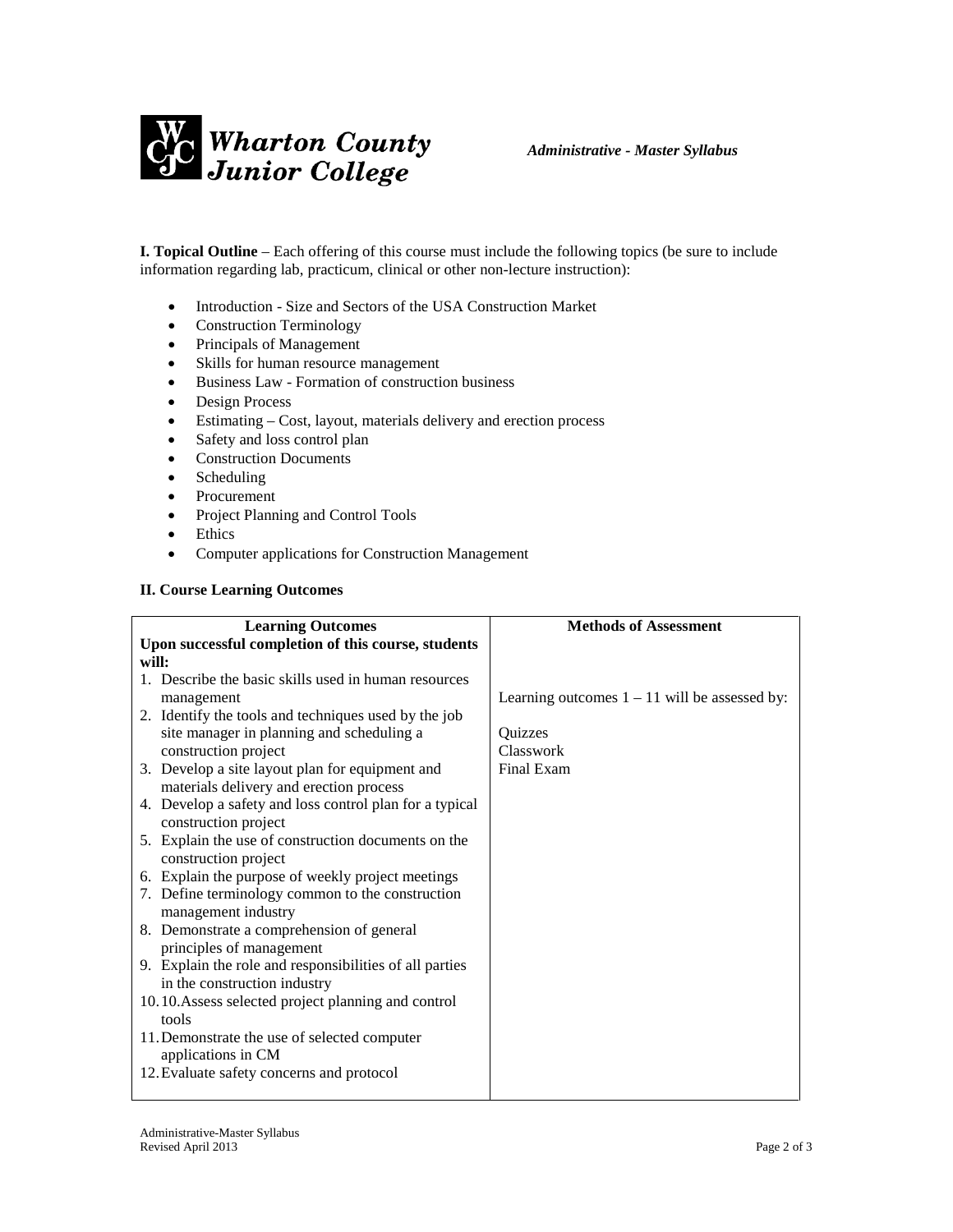**I. Topical Outline** – Each offering of this course must include the following topics (be sure to include information regarding lab, practicum, clinical or other non-lecture instruction):

- Introduction - Size and Sectors of the USA Construction Market
- Construction Terminology
- Principals of Management
- Skills for human resource management
- Business Law - Formation of construction business
- Design Process
- Estimating – Cost, layout, materials delivery and erection process
- Safety and loss control plan
- Construction Documents
- Scheduling
- Procurement
- Project Planning and Control Tools
- Ethics
- Computer applications for Construction Management

**II. Course Learning Outcomes**

| Learning Outcomes | Methods of Assessment |
|---|---|
| **Upon successful completion of this course, students will:**<br>1. Describe the basic skills used in human resources management<br>2. Identify the tools and techniques used by the job site manager in planning and scheduling a construction project<br>3. Develop a site layout plan for equipment and materials delivery and erection process<br>4. Develop a safety and loss control plan for a typical construction project<br>5. Explain the use of construction documents on the construction project<br>6. Explain the purpose of weekly project meetings<br>7. Define terminology common to the construction management industry<br>8. Demonstrate a comprehension of general principles of management<br>9. Explain the role and responsibilities of all parties in the construction industry<br>10. 10.Assess selected project planning and control tools<br>11. Demonstrate the use of selected computer applications in CM<br>12. Evaluate safety concerns and protocol | Learning outcomes 1 – 11 will be assessed by:<br><br>Quizzes<br>Classwork<br>Final Exam |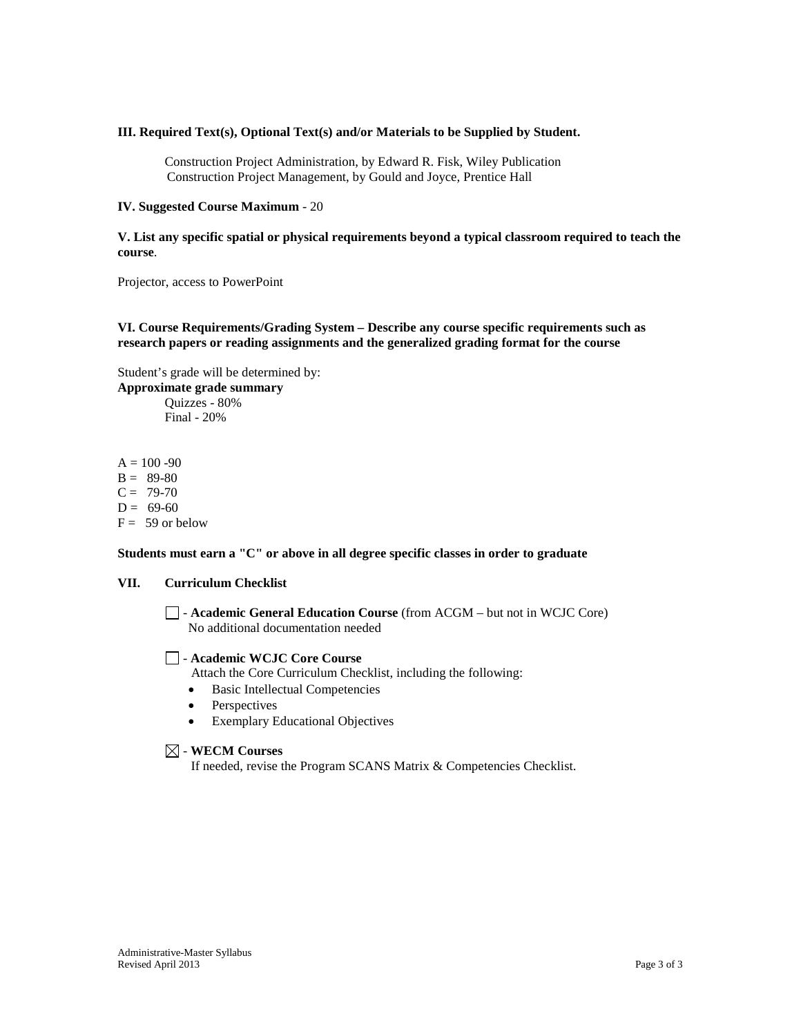**III. Required Text(s), Optional Text(s) and/or Materials to be Supplied by Student.**

Construction Project Administration, by Edward R. Fisk, Wiley Publication
Construction Project Management, by Gould and Joyce, Prentice Hall

**IV. Suggested Course Maximum** - 20

**V. List any specific spatial or physical requirements beyond a typical classroom required to teach the course**.

Projector, access to PowerPoint

**VI. Course Requirements/Grading System – Describe any course specific requirements such as research papers or reading assignments and the generalized grading format for the course**

Student's grade will be determined by:
**Approximate grade summary**
Quizzes - 80%
Final - 20%

A = 100 -90
B = 89-80
C = 79-70
D = 69-60
F = 59 or below

**Students must earn a "C" or above in all degree specific classes in order to graduate**

**VII. Curriculum Checklist**

☐ - **Academic General Education Course** (from ACGM – but not in WCJC Core)
No additional documentation needed

☐ - **Academic WCJC Core Course**
Attach the Core Curriculum Checklist, including the following:

- Basic Intellectual Competencies
- Perspectives
- Exemplary Educational Objectives

☒ - **WECM Courses**
If needed, revise the Program SCANS Matrix & Competencies Checklist.

Administrative-Master Syllabus
Revised April 2013